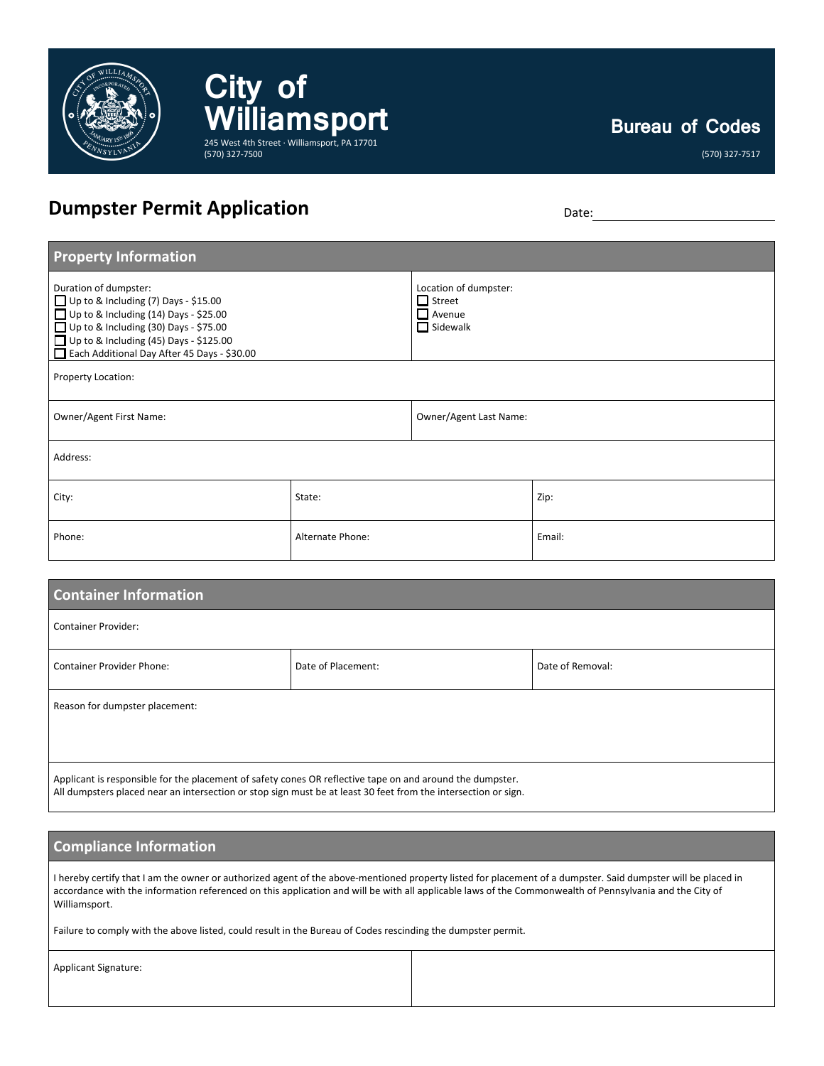# City of Williamsport

245 West 4th Street · Williamsport, PA 17701
(570) 327-7500

**Bureau of Codes**
(570) 327-7517

## Dumpster Permit Application

Date: ____________________

### Property Information

Duration of dumpster:
- ☐ Up to & Including (7) Days - $15.00
- ☐ Up to & Including (14) Days - $25.00
- ☐ Up to & Including (30) Days - $75.00
- ☐ Up to & Including (45) Days - $125.00
- ☐ Each Additional Day After 45 Days - $30.00

Location of dumpster:
- ☐ Street
- ☐ Avenue
- ☐ Sidewalk

Property Location:

| Owner/Agent First Name: | Owner/Agent Last Name: |
|---|---|

Address:

| City: | State: | Zip: |
|---|---|---|
| Phone: | Alternate Phone: | Email: |

### Container Information

Container Provider:

| Container Provider Phone: | Date of Placement: | Date of Removal: |
|---|---|---|

Reason for dumpster placement:

Applicant is responsible for the placement of safety cones OR reflective tape on and around the dumpster.
All dumpsters placed near an intersection or stop sign must be at least 30 feet from the intersection or sign.

### Compliance Information

I hereby certify that I am the owner or authorized agent of the above-mentioned property listed for placement of a dumpster. Said dumpster will be placed in accordance with the information referenced on this application and will be with all applicable laws of the Commonwealth of Pennsylvania and the City of Williamsport.

Failure to comply with the above listed, could result in the Bureau of Codes rescinding the dumpster permit.

| Applicant Signature: | |
|---|---|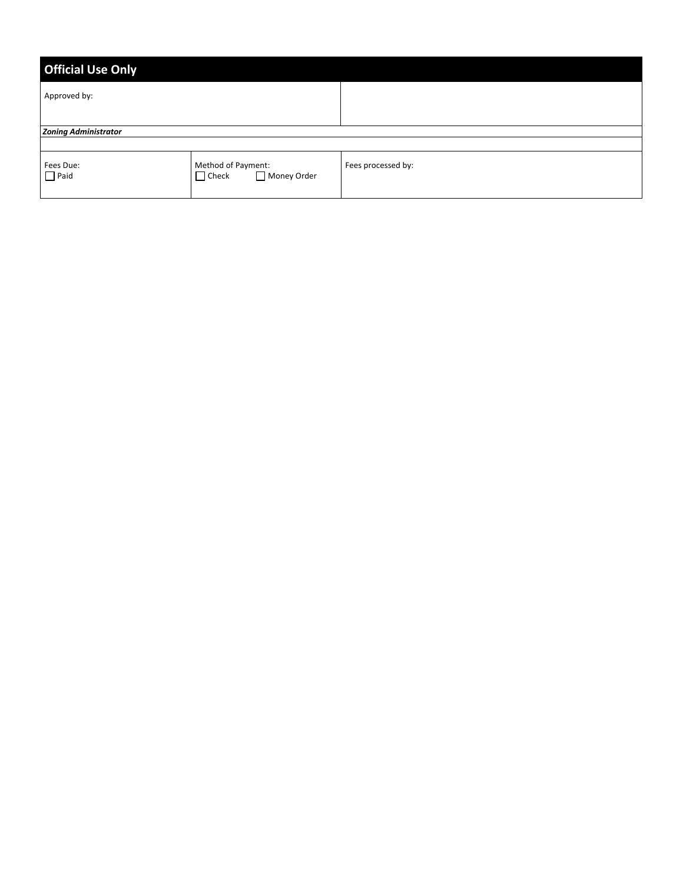## Official Use Only

| | | |
|---|---|---|
| Approved by: | | |
| ***Zoning Administrator*** | | |
| | | |
| Fees Due:<br>☐ Paid | Method of Payment:<br>☐ Check ☐ Money Order | Fees processed by: |